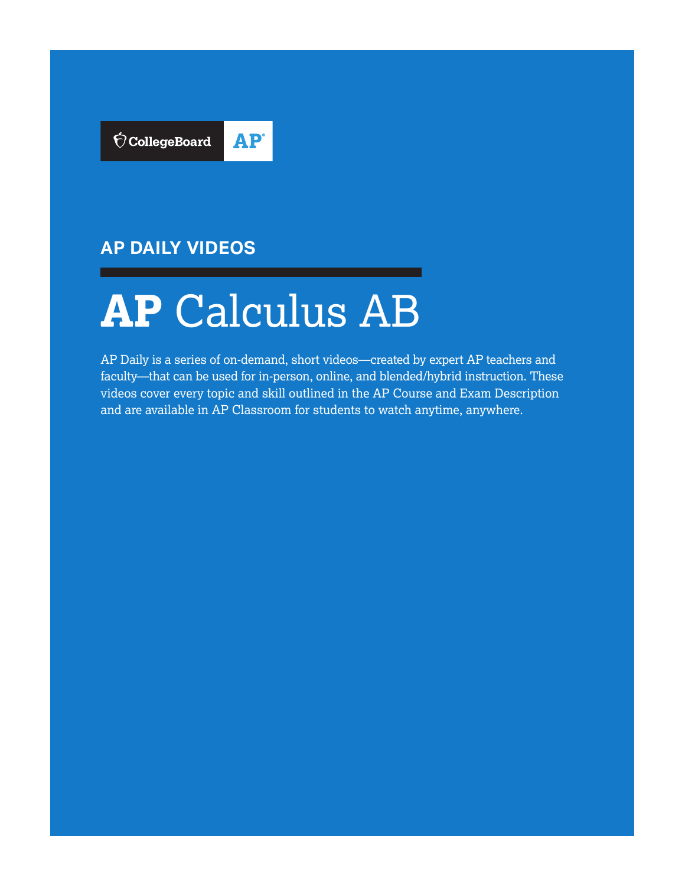CollegeBoard AP

## AP DAILY VIDEOS

# **AP** Calculus AB

AP Daily is a series of on-demand, short videos—created by expert AP teachers and faculty—that can be used for in-person, online, and blended/hybrid instruction. These videos cover every topic and skill outlined in the AP Course and Exam Description and are available in AP Classroom for students to watch anytime, anywhere.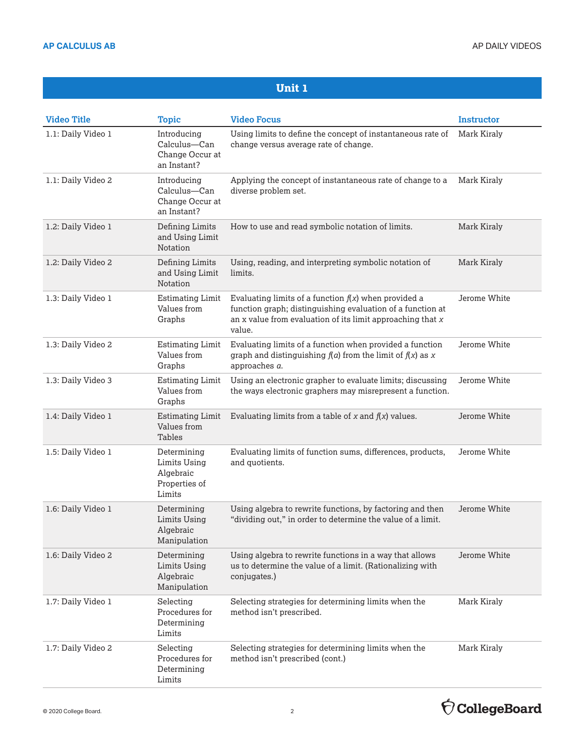## Unit 1

| Video Title | Topic | Video Focus | Instructor |
|---|---|---|---|
| 1.1: Daily Video 1 | Introducing Calculus—Can Change Occur at an Instant? | Using limits to define the concept of instantaneous rate of change versus average rate of change. | Mark Kiraly |
| 1.1: Daily Video 2 | Introducing Calculus—Can Change Occur at an Instant? | Applying the concept of instantaneous rate of change to a diverse problem set. | Mark Kiraly |
| 1.2: Daily Video 1 | Defining Limits and Using Limit Notation | How to use and read symbolic notation of limits. | Mark Kiraly |
| 1.2: Daily Video 2 | Defining Limits and Using Limit Notation | Using, reading, and interpreting symbolic notation of limits. | Mark Kiraly |
| 1.3: Daily Video 1 | Estimating Limit Values from Graphs | Evaluating limits of a function $f(x)$ when provided a function graph; distinguishing evaluation of a function at an x value from evaluation of its limit approaching that $x$ value. | Jerome White |
| 1.3: Daily Video 2 | Estimating Limit Values from Graphs | Evaluating limits of a function when provided a function graph and distinguishing $f(a)$ from the limit of $f(x)$ as $x$ approaches $a$. | Jerome White |
| 1.3: Daily Video 3 | Estimating Limit Values from Graphs | Using an electronic grapher to evaluate limits; discussing the ways electronic graphers may misrepresent a function. | Jerome White |
| 1.4: Daily Video 1 | Estimating Limit Values from Tables | Evaluating limits from a table of $x$ and $f(x)$ values. | Jerome White |
| 1.5: Daily Video 1 | Determining Limits Using Algebraic Properties of Limits | Evaluating limits of function sums, differences, products, and quotients. | Jerome White |
| 1.6: Daily Video 1 | Determining Limits Using Algebraic Manipulation | Using algebra to rewrite functions, by factoring and then "dividing out," in order to determine the value of a limit. | Jerome White |
| 1.6: Daily Video 2 | Determining Limits Using Algebraic Manipulation | Using algebra to rewrite functions in a way that allows us to determine the value of a limit. (Rationalizing with conjugates.) | Jerome White |
| 1.7: Daily Video 1 | Selecting Procedures for Determining Limits | Selecting strategies for determining limits when the method isn't prescribed. | Mark Kiraly |
| 1.7: Daily Video 2 | Selecting Procedures for Determining Limits | Selecting strategies for determining limits when the method isn't prescribed (cont.) | Mark Kiraly |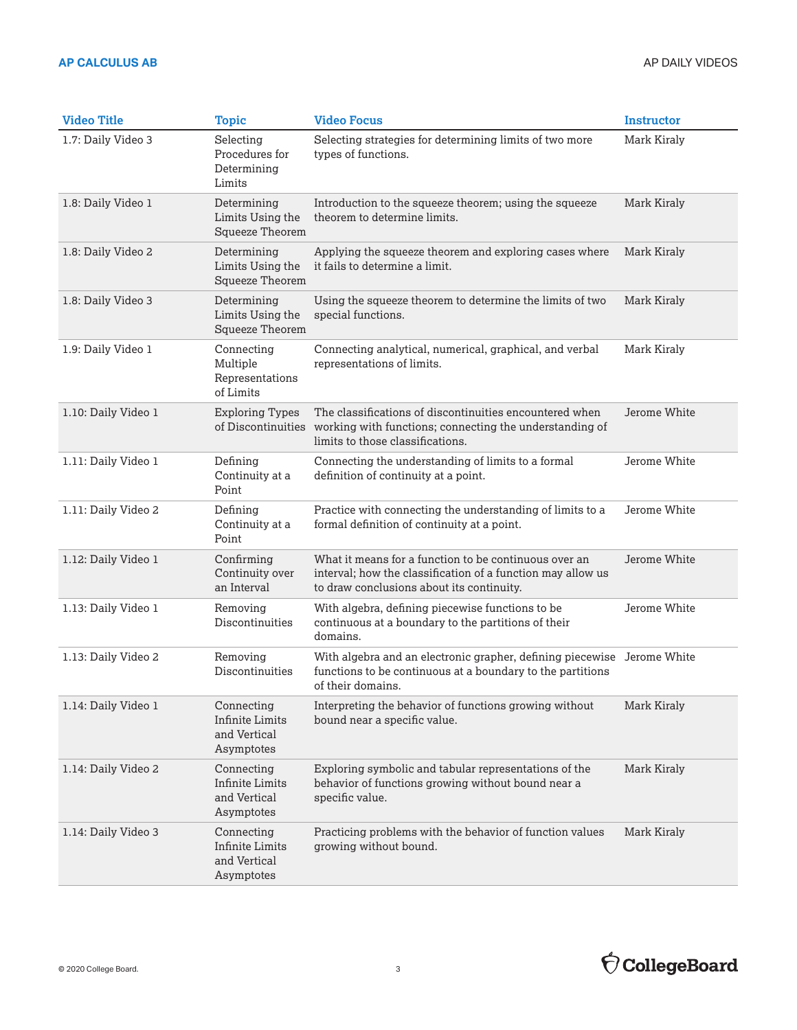| Video Title | Topic | Video Focus | Instructor |
|---|---|---|---|
| 1.7: Daily Video 3 | Selecting Procedures for Determining Limits | Selecting strategies for determining limits of two more types of functions. | Mark Kiraly |
| 1.8: Daily Video 1 | Determining Limits Using the Squeeze Theorem | Introduction to the squeeze theorem; using the squeeze theorem to determine limits. | Mark Kiraly |
| 1.8: Daily Video 2 | Determining Limits Using the Squeeze Theorem | Applying the squeeze theorem and exploring cases where it fails to determine a limit. | Mark Kiraly |
| 1.8: Daily Video 3 | Determining Limits Using the Squeeze Theorem | Using the squeeze theorem to determine the limits of two special functions. | Mark Kiraly |
| 1.9: Daily Video 1 | Connecting Multiple Representations of Limits | Connecting analytical, numerical, graphical, and verbal representations of limits. | Mark Kiraly |
| 1.10: Daily Video 1 | Exploring Types of Discontinuities | The classifications of discontinuities encountered when working with functions; connecting the understanding of limits to those classifications. | Jerome White |
| 1.11: Daily Video 1 | Defining Continuity at a Point | Connecting the understanding of limits to a formal definition of continuity at a point. | Jerome White |
| 1.11: Daily Video 2 | Defining Continuity at a Point | Practice with connecting the understanding of limits to a formal definition of continuity at a point. | Jerome White |
| 1.12: Daily Video 1 | Confirming Continuity over an Interval | What it means for a function to be continuous over an interval; how the classification of a function may allow us to draw conclusions about its continuity. | Jerome White |
| 1.13: Daily Video 1 | Removing Discontinuities | With algebra, defining piecewise functions to be continuous at a boundary to the partitions of their domains. | Jerome White |
| 1.13: Daily Video 2 | Removing Discontinuities | With algebra and an electronic grapher, defining piecewise functions to be continuous at a boundary to the partitions of their domains. | Jerome White |
| 1.14: Daily Video 1 | Connecting Infinite Limits and Vertical Asymptotes | Interpreting the behavior of functions growing without bound near a specific value. | Mark Kiraly |
| 1.14: Daily Video 2 | Connecting Infinite Limits and Vertical Asymptotes | Exploring symbolic and tabular representations of the behavior of functions growing without bound near a specific value. | Mark Kiraly |
| 1.14: Daily Video 3 | Connecting Infinite Limits and Vertical Asymptotes | Practicing problems with the behavior of function values growing without bound. | Mark Kiraly |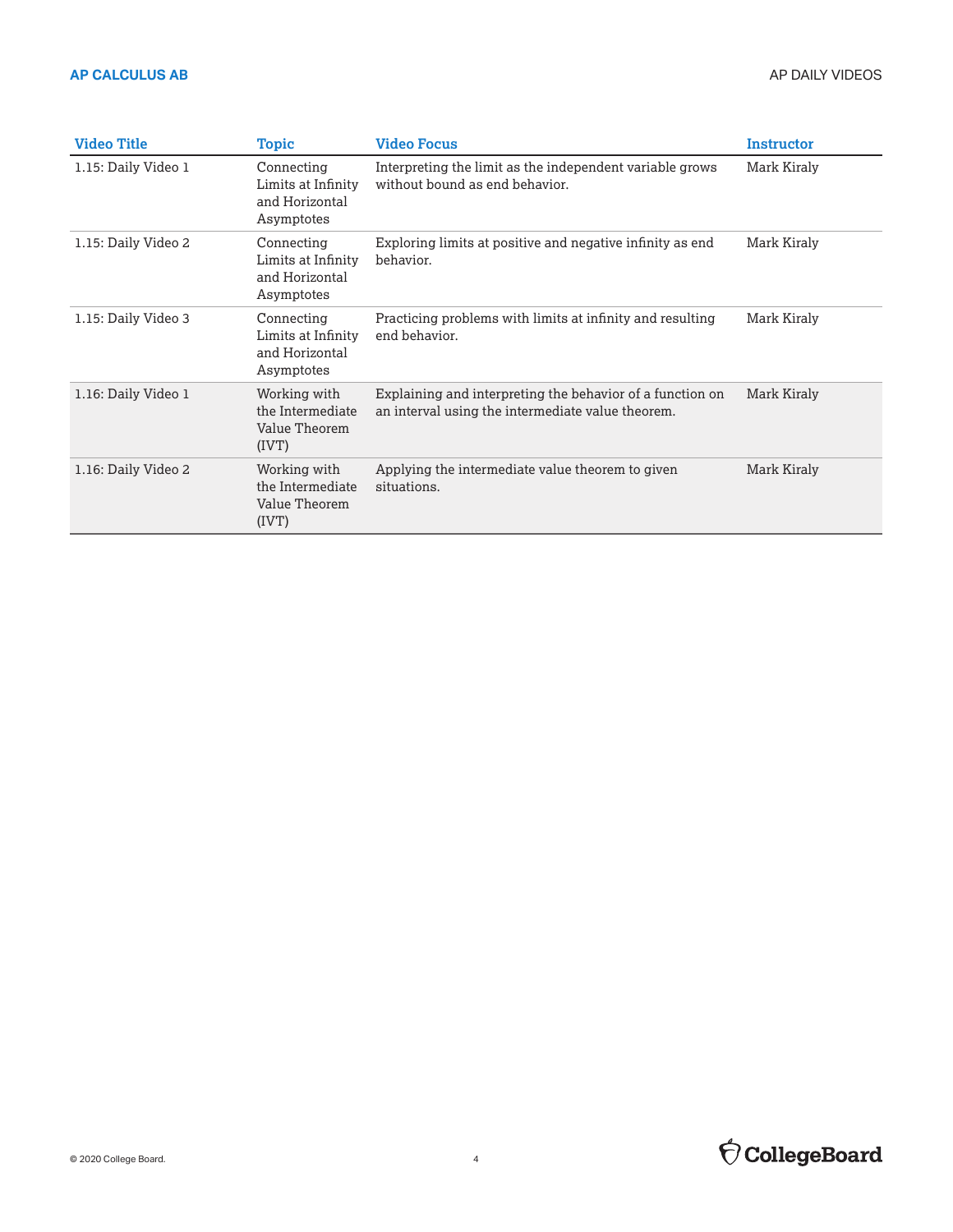| Video Title | Topic | Video Focus | Instructor |
|---|---|---|---|
| 1.15: Daily Video 1 | Connecting Limits at Infinity and Horizontal Asymptotes | Interpreting the limit as the independent variable grows without bound as end behavior. | Mark Kiraly |
| 1.15: Daily Video 2 | Connecting Limits at Infinity and Horizontal Asymptotes | Exploring limits at positive and negative infinity as end behavior. | Mark Kiraly |
| 1.15: Daily Video 3 | Connecting Limits at Infinity and Horizontal Asymptotes | Practicing problems with limits at infinity and resulting end behavior. | Mark Kiraly |
| 1.16: Daily Video 1 | Working with the Intermediate Value Theorem (IVT) | Explaining and interpreting the behavior of a function on an interval using the intermediate value theorem. | Mark Kiraly |
| 1.16: Daily Video 2 | Working with the Intermediate Value Theorem (IVT) | Applying the intermediate value theorem to given situations. | Mark Kiraly |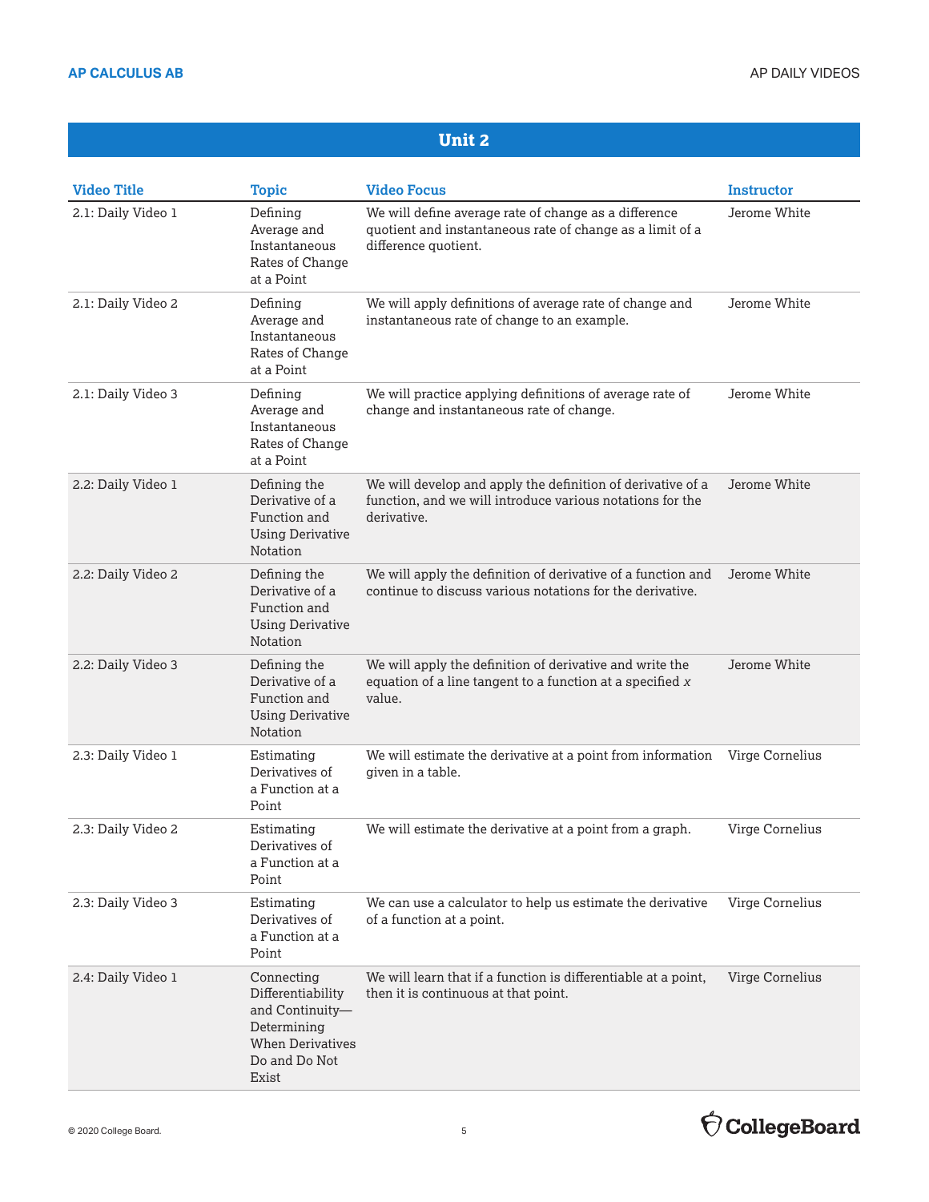## Unit 2

| Video Title | Topic | Video Focus | Instructor |
|---|---|---|---|
| 2.1: Daily Video 1 | Defining Average and Instantaneous Rates of Change at a Point | We will define average rate of change as a difference quotient and instantaneous rate of change as a limit of a difference quotient. | Jerome White |
| 2.1: Daily Video 2 | Defining Average and Instantaneous Rates of Change at a Point | We will apply definitions of average rate of change and instantaneous rate of change to an example. | Jerome White |
| 2.1: Daily Video 3 | Defining Average and Instantaneous Rates of Change at a Point | We will practice applying definitions of average rate of change and instantaneous rate of change. | Jerome White |
| 2.2: Daily Video 1 | Defining the Derivative of a Function and Using Derivative Notation | We will develop and apply the definition of derivative of a function, and we will introduce various notations for the derivative. | Jerome White |
| 2.2: Daily Video 2 | Defining the Derivative of a Function and Using Derivative Notation | We will apply the definition of derivative of a function and continue to discuss various notations for the derivative. | Jerome White |
| 2.2: Daily Video 3 | Defining the Derivative of a Function and Using Derivative Notation | We will apply the definition of derivative and write the equation of a line tangent to a function at a specified $x$ value. | Jerome White |
| 2.3: Daily Video 1 | Estimating Derivatives of a Function at a Point | We will estimate the derivative at a point from information given in a table. | Virge Cornelius |
| 2.3: Daily Video 2 | Estimating Derivatives of a Function at a Point | We will estimate the derivative at a point from a graph. | Virge Cornelius |
| 2.3: Daily Video 3 | Estimating Derivatives of a Function at a Point | We can use a calculator to help us estimate the derivative of a function at a point. | Virge Cornelius |
| 2.4: Daily Video 1 | Connecting Differentiability and Continuity—Determining When Derivatives Do and Do Not Exist | We will learn that if a function is differentiable at a point, then it is continuous at that point. | Virge Cornelius |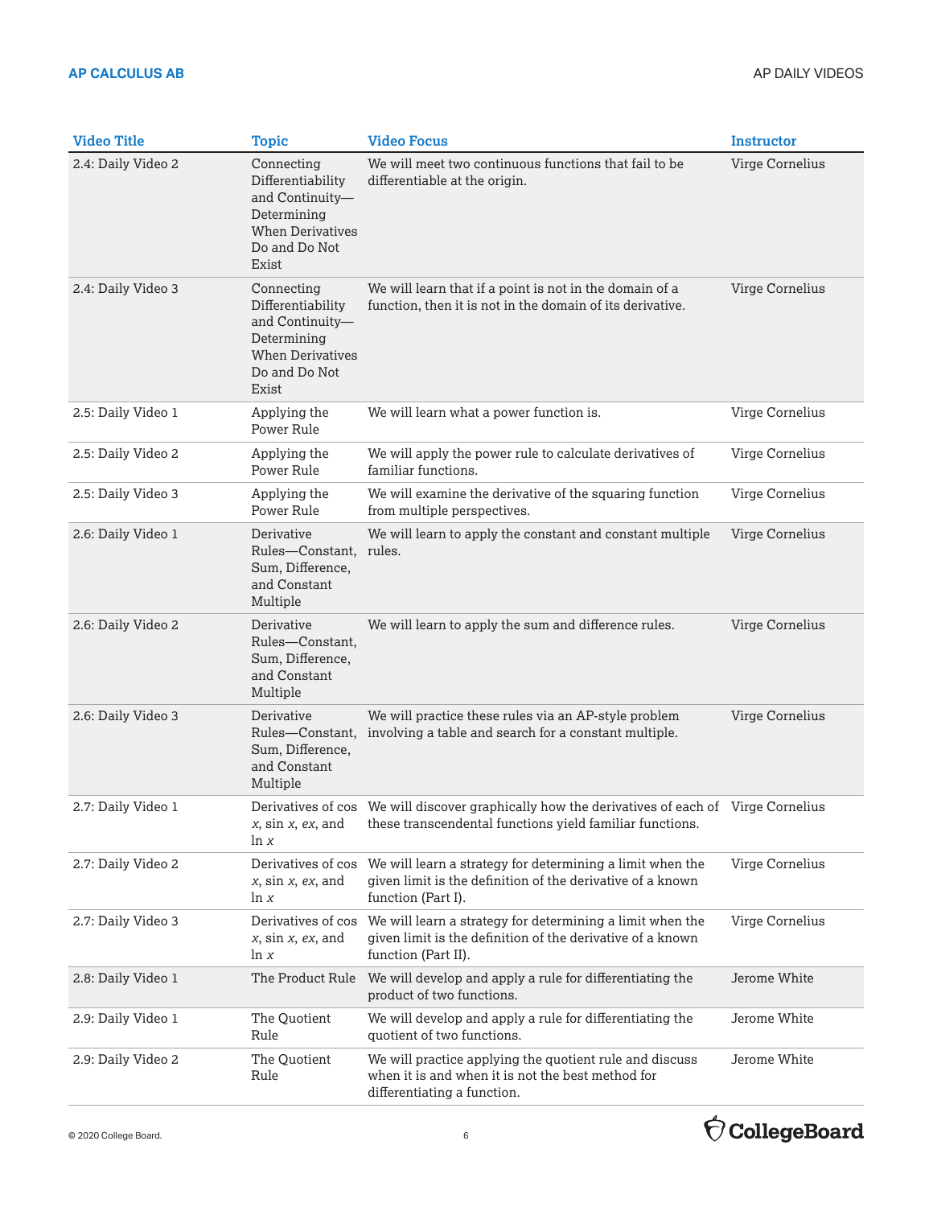| Video Title | Topic | Video Focus | Instructor |
|---|---|---|---|
| 2.4: Daily Video 2 | Connecting Differentiability and Continuity—Determining When Derivatives Do and Do Not Exist | We will meet two continuous functions that fail to be differentiable at the origin. | Virge Cornelius |
| 2.4: Daily Video 3 | Connecting Differentiability and Continuity—Determining When Derivatives Do and Do Not Exist | We will learn that if a point is not in the domain of a function, then it is not in the domain of its derivative. | Virge Cornelius |
| 2.5: Daily Video 1 | Applying the Power Rule | We will learn what a power function is. | Virge Cornelius |
| 2.5: Daily Video 2 | Applying the Power Rule | We will apply the power rule to calculate derivatives of familiar functions. | Virge Cornelius |
| 2.5: Daily Video 3 | Applying the Power Rule | We will examine the derivative of the squaring function from multiple perspectives. | Virge Cornelius |
| 2.6: Daily Video 1 | Derivative Rules—Constant, Sum, Difference, and Constant Multiple | We will learn to apply the constant and constant multiple rules. | Virge Cornelius |
| 2.6: Daily Video 2 | Derivative Rules—Constant, Sum, Difference, and Constant Multiple | We will learn to apply the sum and difference rules. | Virge Cornelius |
| 2.6: Daily Video 3 | Derivative Rules—Constant, Sum, Difference, and Constant Multiple | We will practice these rules via an AP-style problem involving a table and search for a constant multiple. | Virge Cornelius |
| 2.7: Daily Video 1 | Derivatives of cos $x$, sin $x$, $ex$, and ln $x$ | We will discover graphically how the derivatives of each of these transcendental functions yield familiar functions. | Virge Cornelius |
| 2.7: Daily Video 2 | Derivatives of cos $x$, sin $x$, $ex$, and ln $x$ | We will learn a strategy for determining a limit when the given limit is the definition of the derivative of a known function (Part I). | Virge Cornelius |
| 2.7: Daily Video 3 | Derivatives of cos $x$, sin $x$, $ex$, and ln $x$ | We will learn a strategy for determining a limit when the given limit is the definition of the derivative of a known function (Part II). | Virge Cornelius |
| 2.8: Daily Video 1 | The Product Rule | We will develop and apply a rule for differentiating the product of two functions. | Jerome White |
| 2.9: Daily Video 1 | The Quotient Rule | We will develop and apply a rule for differentiating the quotient of two functions. | Jerome White |
| 2.9: Daily Video 2 | The Quotient Rule | We will practice applying the quotient rule and discuss when it is and when it is not the best method for differentiating a function. | Jerome White |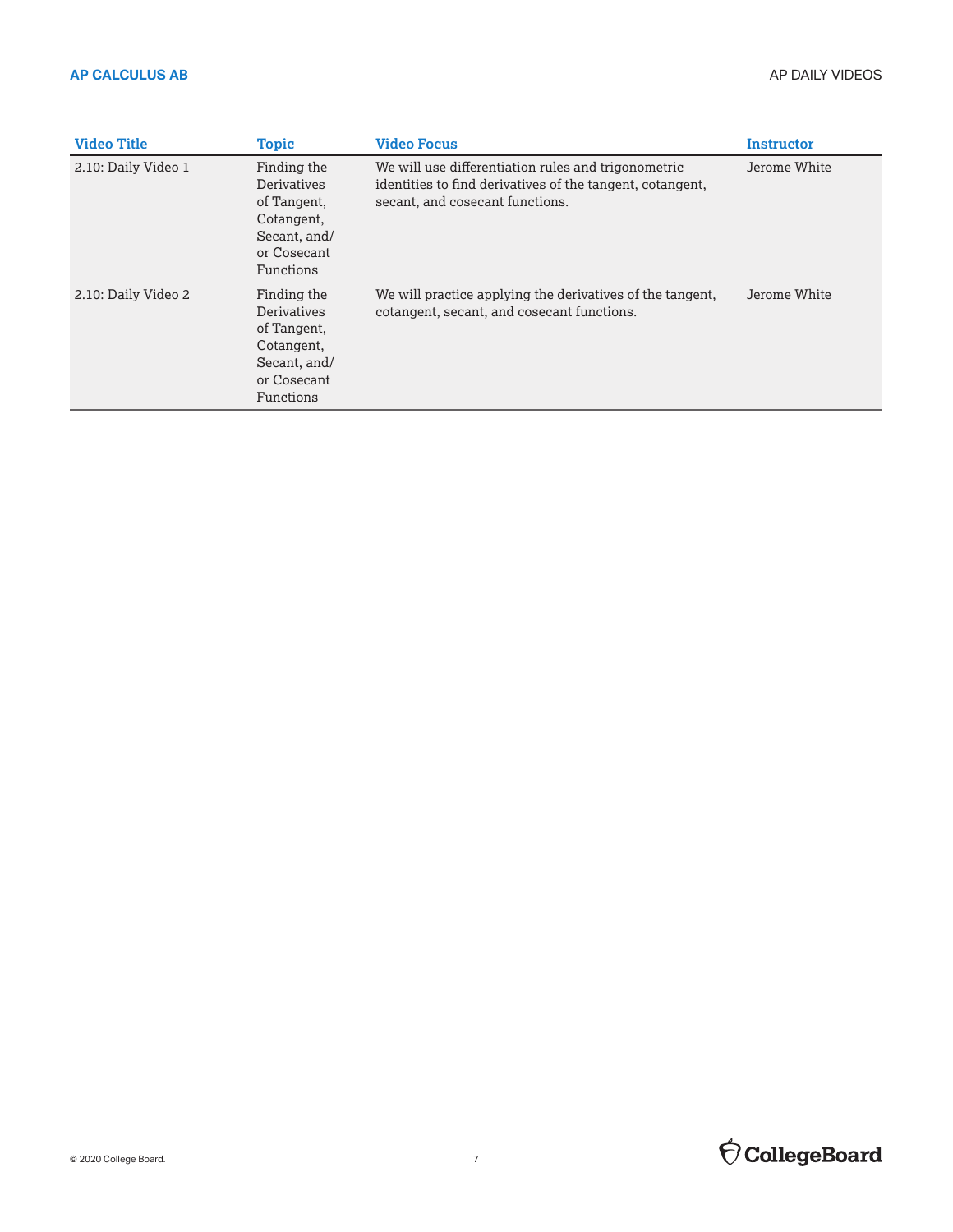| Video Title | Topic | Video Focus | Instructor |
|---|---|---|---|
| 2.10: Daily Video 1 | Finding the Derivatives of Tangent, Cotangent, Secant, and/or Cosecant Functions | We will use differentiation rules and trigonometric identities to find derivatives of the tangent, cotangent, secant, and cosecant functions. | Jerome White |
| 2.10: Daily Video 2 | Finding the Derivatives of Tangent, Cotangent, Secant, and/or Cosecant Functions | We will practice applying the derivatives of the tangent, cotangent, secant, and cosecant functions. | Jerome White |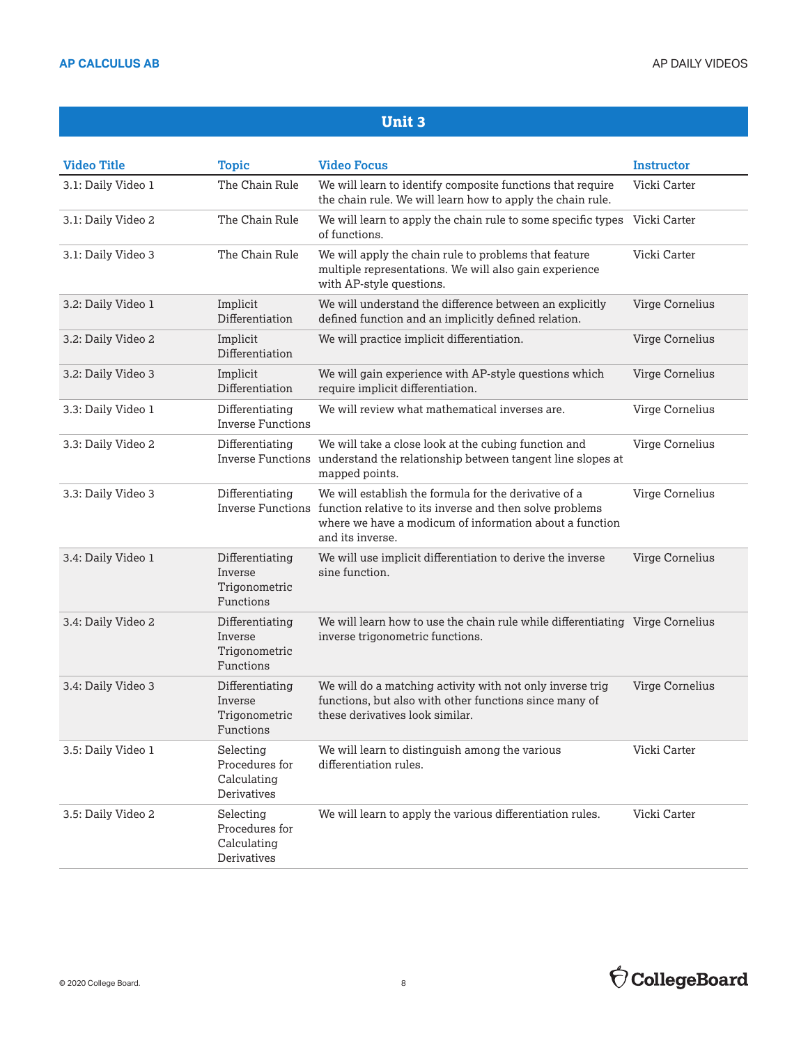## Unit 3

| Video Title | Topic | Video Focus | Instructor |
|---|---|---|---|
| 3.1: Daily Video 1 | The Chain Rule | We will learn to identify composite functions that require the chain rule. We will learn how to apply the chain rule. | Vicki Carter |
| 3.1: Daily Video 2 | The Chain Rule | We will learn to apply the chain rule to some specific types of functions. | Vicki Carter |
| 3.1: Daily Video 3 | The Chain Rule | We will apply the chain rule to problems that feature multiple representations. We will also gain experience with AP-style questions. | Vicki Carter |
| 3.2: Daily Video 1 | Implicit Differentiation | We will understand the difference between an explicitly defined function and an implicitly defined relation. | Virge Cornelius |
| 3.2: Daily Video 2 | Implicit Differentiation | We will practice implicit differentiation. | Virge Cornelius |
| 3.2: Daily Video 3 | Implicit Differentiation | We will gain experience with AP-style questions which require implicit differentiation. | Virge Cornelius |
| 3.3: Daily Video 1 | Differentiating Inverse Functions | We will review what mathematical inverses are. | Virge Cornelius |
| 3.3: Daily Video 2 | Differentiating Inverse Functions | We will take a close look at the cubing function and understand the relationship between tangent line slopes at mapped points. | Virge Cornelius |
| 3.3: Daily Video 3 | Differentiating Inverse Functions | We will establish the formula for the derivative of a function relative to its inverse and then solve problems where we have a modicum of information about a function and its inverse. | Virge Cornelius |
| 3.4: Daily Video 1 | Differentiating Inverse Trigonometric Functions | We will use implicit differentiation to derive the inverse sine function. | Virge Cornelius |
| 3.4: Daily Video 2 | Differentiating Inverse Trigonometric Functions | We will learn how to use the chain rule while differentiating inverse trigonometric functions. | Virge Cornelius |
| 3.4: Daily Video 3 | Differentiating Inverse Trigonometric Functions | We will do a matching activity with not only inverse trig functions, but also with other functions since many of these derivatives look similar. | Virge Cornelius |
| 3.5: Daily Video 1 | Selecting Procedures for Calculating Derivatives | We will learn to distinguish among the various differentiation rules. | Vicki Carter |
| 3.5: Daily Video 2 | Selecting Procedures for Calculating Derivatives | We will learn to apply the various differentiation rules. | Vicki Carter |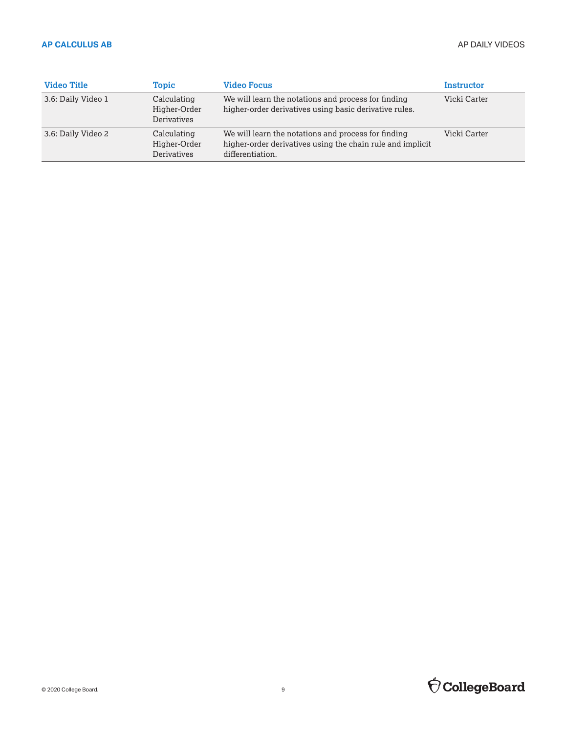| Video Title | Topic | Video Focus | Instructor |
|---|---|---|---|
| 3.6: Daily Video 1 | Calculating Higher-Order Derivatives | We will learn the notations and process for finding higher-order derivatives using basic derivative rules. | Vicki Carter |
| 3.6: Daily Video 2 | Calculating Higher-Order Derivatives | We will learn the notations and process for finding higher-order derivatives using the chain rule and implicit differentiation. | Vicki Carter |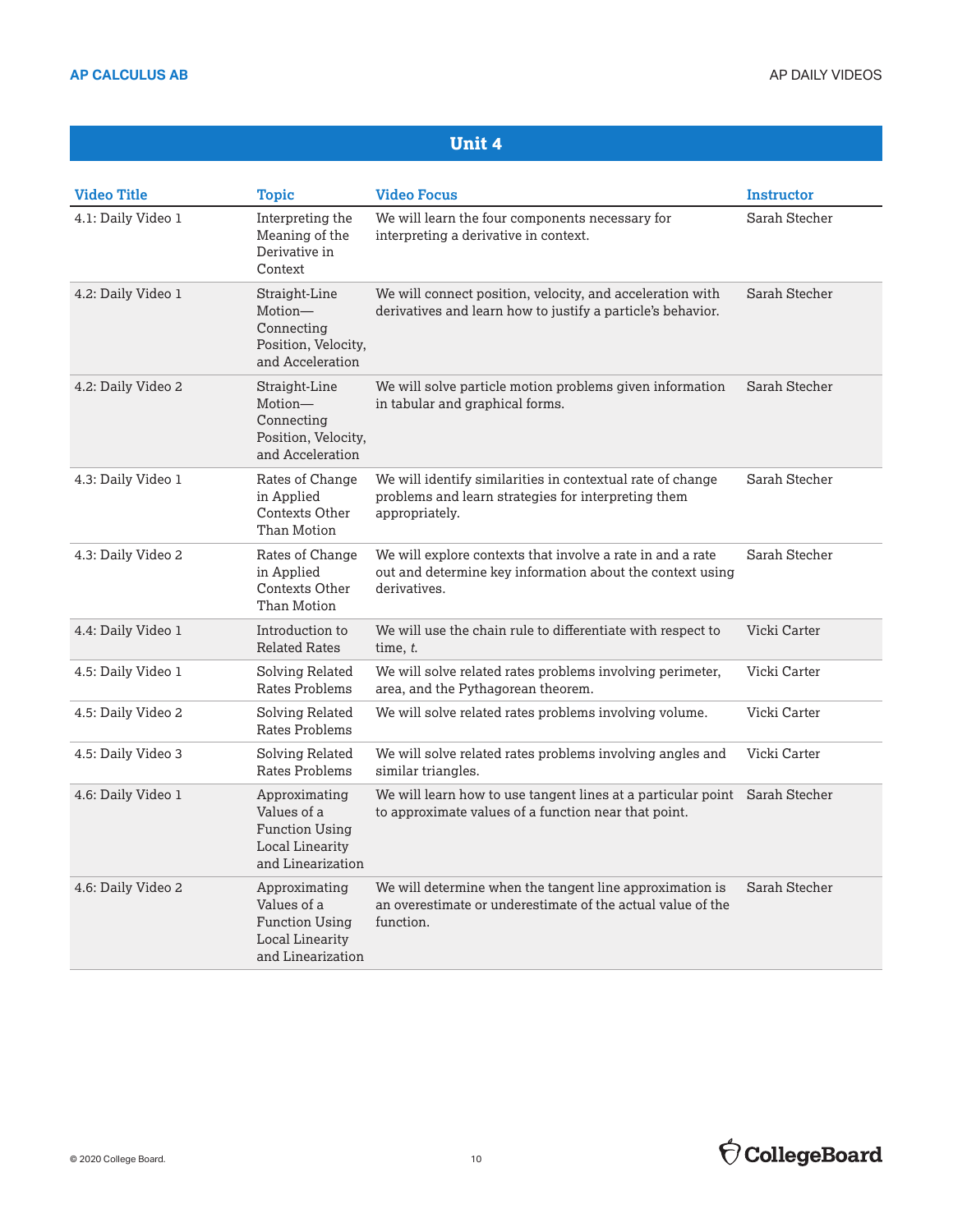## Unit 4

| Video Title | Topic | Video Focus | Instructor |
|---|---|---|---|
| 4.1: Daily Video 1 | Interpreting the Meaning of the Derivative in Context | We will learn the four components necessary for interpreting a derivative in context. | Sarah Stecher |
| 4.2: Daily Video 1 | Straight-Line Motion—Connecting Position, Velocity, and Acceleration | We will connect position, velocity, and acceleration with derivatives and learn how to justify a particle's behavior. | Sarah Stecher |
| 4.2: Daily Video 2 | Straight-Line Motion—Connecting Position, Velocity, and Acceleration | We will solve particle motion problems given information in tabular and graphical forms. | Sarah Stecher |
| 4.3: Daily Video 1 | Rates of Change in Applied Contexts Other Than Motion | We will identify similarities in contextual rate of change problems and learn strategies for interpreting them appropriately. | Sarah Stecher |
| 4.3: Daily Video 2 | Rates of Change in Applied Contexts Other Than Motion | We will explore contexts that involve a rate in and a rate out and determine key information about the context using derivatives. | Sarah Stecher |
| 4.4: Daily Video 1 | Introduction to Related Rates | We will use the chain rule to differentiate with respect to time, *t*. | Vicki Carter |
| 4.5: Daily Video 1 | Solving Related Rates Problems | We will solve related rates problems involving perimeter, area, and the Pythagorean theorem. | Vicki Carter |
| 4.5: Daily Video 2 | Solving Related Rates Problems | We will solve related rates problems involving volume. | Vicki Carter |
| 4.5: Daily Video 3 | Solving Related Rates Problems | We will solve related rates problems involving angles and similar triangles. | Vicki Carter |
| 4.6: Daily Video 1 | Approximating Values of a Function Using Local Linearity and Linearization | We will learn how to use tangent lines at a particular point to approximate values of a function near that point. | Sarah Stecher |
| 4.6: Daily Video 2 | Approximating Values of a Function Using Local Linearity and Linearization | We will determine when the tangent line approximation is an overestimate or underestimate of the actual value of the function. | Sarah Stecher |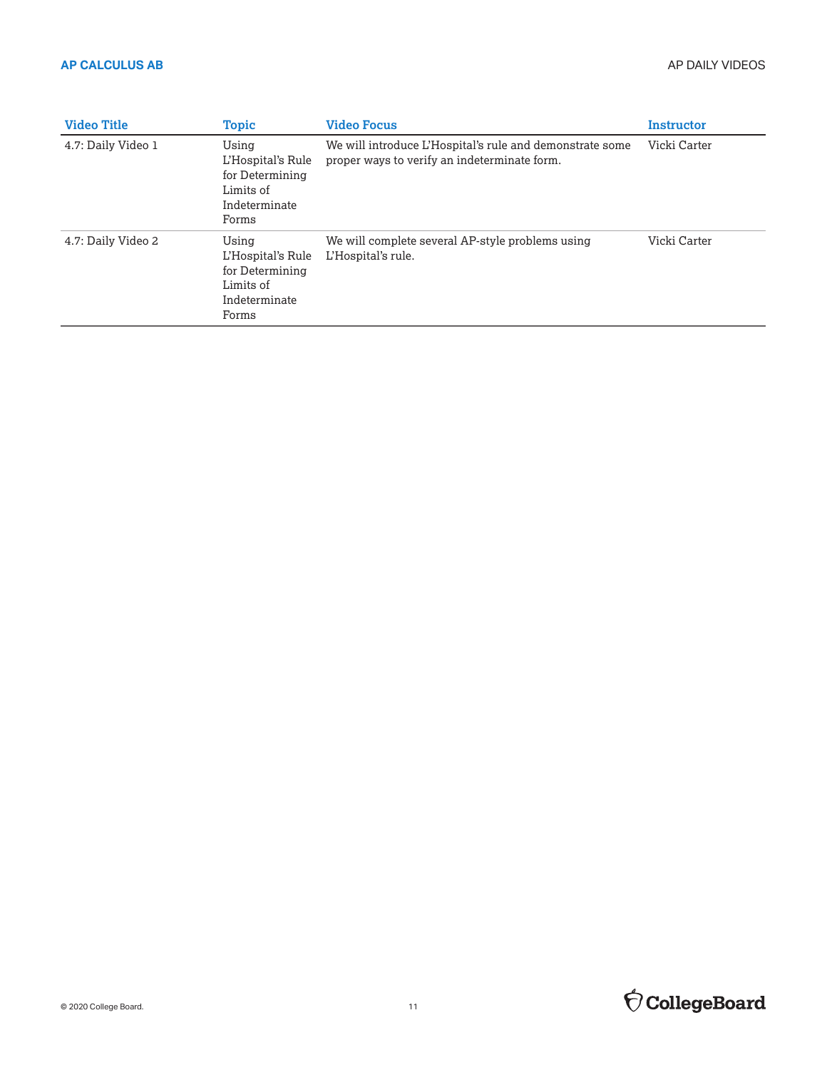| Video Title | Topic | Video Focus | Instructor |
|---|---|---|---|
| 4.7: Daily Video 1 | Using L'Hospital's Rule for Determining Limits of Indeterminate Forms | We will introduce L'Hospital's rule and demonstrate some proper ways to verify an indeterminate form. | Vicki Carter |
| 4.7: Daily Video 2 | Using L'Hospital's Rule for Determining Limits of Indeterminate Forms | We will complete several AP-style problems using L'Hospital's rule. | Vicki Carter |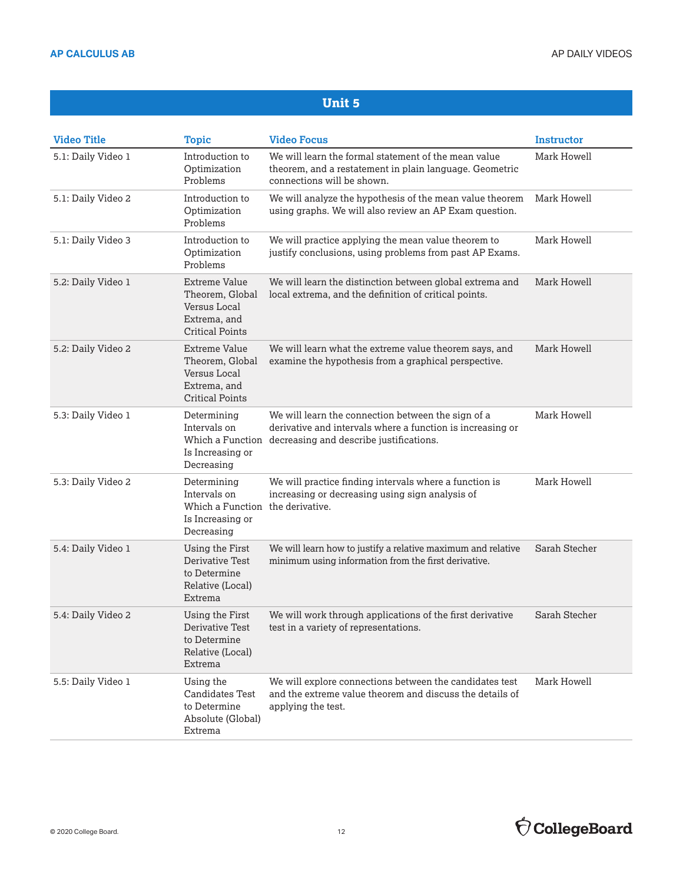## Unit 5

| Video Title | Topic | Video Focus | Instructor |
|---|---|---|---|
| 5.1: Daily Video 1 | Introduction to Optimization Problems | We will learn the formal statement of the mean value theorem, and a restatement in plain language. Geometric connections will be shown. | Mark Howell |
| 5.1: Daily Video 2 | Introduction to Optimization Problems | We will analyze the hypothesis of the mean value theorem using graphs. We will also review an AP Exam question. | Mark Howell |
| 5.1: Daily Video 3 | Introduction to Optimization Problems | We will practice applying the mean value theorem to justify conclusions, using problems from past AP Exams. | Mark Howell |
| 5.2: Daily Video 1 | Extreme Value Theorem, Global Versus Local Extrema, and Critical Points | We will learn the distinction between global extrema and local extrema, and the definition of critical points. | Mark Howell |
| 5.2: Daily Video 2 | Extreme Value Theorem, Global Versus Local Extrema, and Critical Points | We will learn what the extreme value theorem says, and examine the hypothesis from a graphical perspective. | Mark Howell |
| 5.3: Daily Video 1 | Determining Intervals on Which a Function Is Increasing or Decreasing | We will learn the connection between the sign of a derivative and intervals where a function is increasing or decreasing and describe justifications. | Mark Howell |
| 5.3: Daily Video 2 | Determining Intervals on Which a Function Is Increasing or Decreasing | We will practice finding intervals where a function is increasing or decreasing using sign analysis of the derivative. | Mark Howell |
| 5.4: Daily Video 1 | Using the First Derivative Test to Determine Relative (Local) Extrema | We will learn how to justify a relative maximum and relative minimum using information from the first derivative. | Sarah Stecher |
| 5.4: Daily Video 2 | Using the First Derivative Test to Determine Relative (Local) Extrema | We will work through applications of the first derivative test in a variety of representations. | Sarah Stecher |
| 5.5: Daily Video 1 | Using the Candidates Test to Determine Absolute (Global) Extrema | We will explore connections between the candidates test and the extreme value theorem and discuss the details of applying the test. | Mark Howell |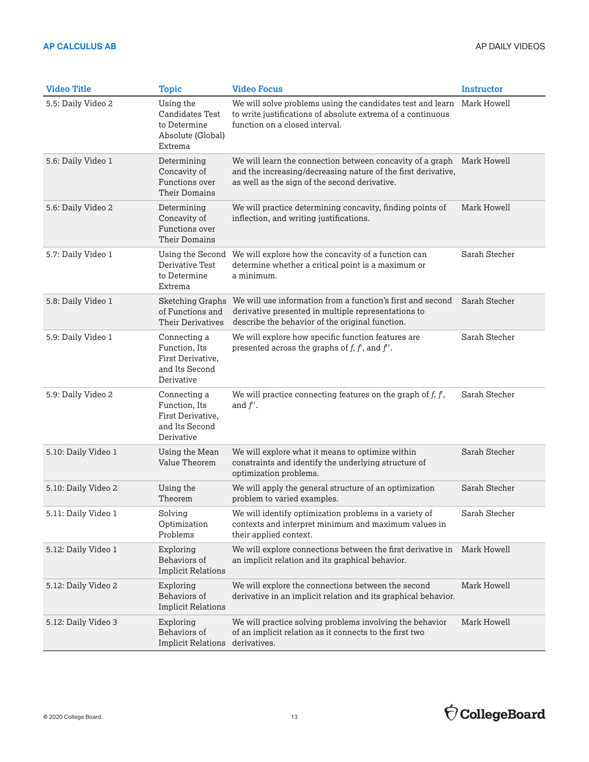| Video Title | Topic | Video Focus | Instructor |
|---|---|---|---|
| 5.5: Daily Video 2 | Using the Candidates Test to Determine Absolute (Global) Extrema | We will solve problems using the candidates test and learn to write justifications of absolute extrema of a continuous function on a closed interval. | Mark Howell |
| 5.6: Daily Video 1 | Determining Concavity of Functions over Their Domains | We will learn the connection between concavity of a graph and the increasing/decreasing nature of the first derivative, as well as the sign of the second derivative. | Mark Howell |
| 5.6: Daily Video 2 | Determining Concavity of Functions over Their Domains | We will practice determining concavity, finding points of inflection, and writing justifications. | Mark Howell |
| 5.7: Daily Video 1 | Using the Second Derivative Test to Determine Extrema | We will explore how the concavity of a function can determine whether a critical point is a maximum or a minimum. | Sarah Stecher |
| 5.8: Daily Video 1 | Sketching Graphs of Functions and Their Derivatives | We will use information from a function's first and second derivative presented in multiple representations to describe the behavior of the original function. | Sarah Stecher |
| 5.9: Daily Video 1 | Connecting a Function, Its First Derivative, and Its Second Derivative | We will explore how specific function features are presented across the graphs of $f$, $f'$, and $f''$. | Sarah Stecher |
| 5.9: Daily Video 2 | Connecting a Function, Its First Derivative, and Its Second Derivative | We will practice connecting features on the graph of $f$, $f'$, and $f''$. | Sarah Stecher |
| 5.10: Daily Video 1 | Using the Mean Value Theorem | We will explore what it means to optimize within constraints and identify the underlying structure of optimization problems. | Sarah Stecher |
| 5.10: Daily Video 2 | Using the Theorem | We will apply the general structure of an optimization problem to varied examples. | Sarah Stecher |
| 5.11: Daily Video 1 | Solving Optimization Problems | We will identify optimization problems in a variety of contexts and interpret minimum and maximum values in their applied context. | Sarah Stecher |
| 5.12: Daily Video 1 | Exploring Behaviors of Implicit Relations | We will explore connections between the first derivative in an implicit relation and its graphical behavior. | Mark Howell |
| 5.12: Daily Video 2 | Exploring Behaviors of Implicit Relations | We will explore the connections between the second derivative in an implicit relation and its graphical behavior. | Mark Howell |
| 5.12: Daily Video 3 | Exploring Behaviors of Implicit Relations | We will practice solving problems involving the behavior of an implicit relation as it connects to the first two derivatives. | Mark Howell |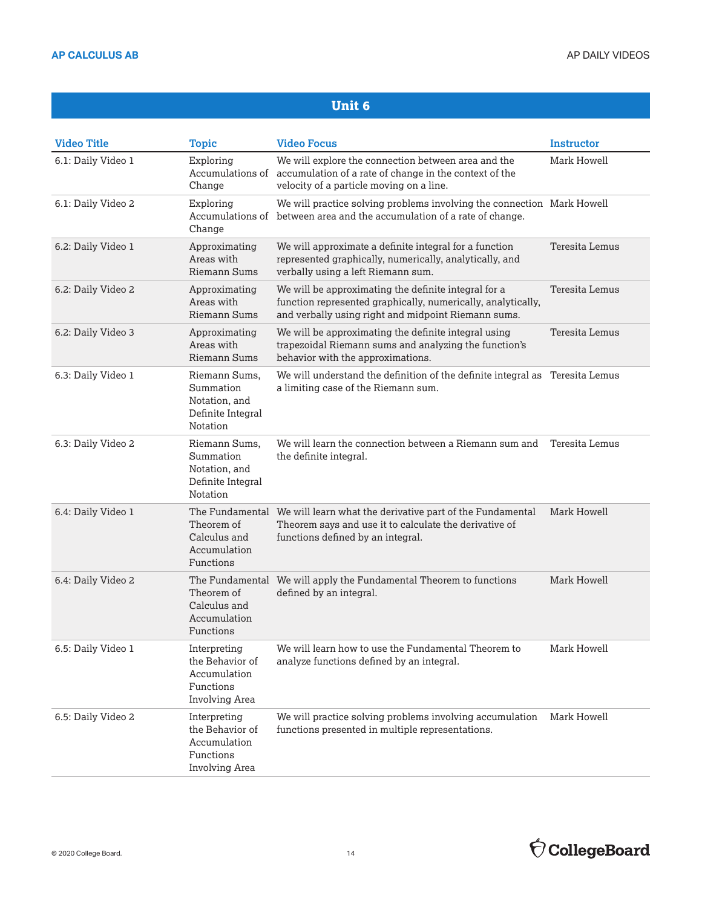## Unit 6

| Video Title | Topic | Video Focus | Instructor |
|---|---|---|---|
| 6.1: Daily Video 1 | Exploring Accumulations of Change | We will explore the connection between area and the accumulation of a rate of change in the context of the velocity of a particle moving on a line. | Mark Howell |
| 6.1: Daily Video 2 | Exploring Accumulations of Change | We will practice solving problems involving the connection between area and the accumulation of a rate of change. | Mark Howell |
| 6.2: Daily Video 1 | Approximating Areas with Riemann Sums | We will approximate a definite integral for a function represented graphically, numerically, analytically, and verbally using a left Riemann sum. | Teresita Lemus |
| 6.2: Daily Video 2 | Approximating Areas with Riemann Sums | We will be approximating the definite integral for a function represented graphically, numerically, analytically, and verbally using right and midpoint Riemann sums. | Teresita Lemus |
| 6.2: Daily Video 3 | Approximating Areas with Riemann Sums | We will be approximating the definite integral using trapezoidal Riemann sums and analyzing the function's behavior with the approximations. | Teresita Lemus |
| 6.3: Daily Video 1 | Riemann Sums, Summation Notation, and Definite Integral Notation | We will understand the definition of the definite integral as a limiting case of the Riemann sum. | Teresita Lemus |
| 6.3: Daily Video 2 | Riemann Sums, Summation Notation, and Definite Integral Notation | We will learn the connection between a Riemann sum and the definite integral. | Teresita Lemus |
| 6.4: Daily Video 1 | The Fundamental Theorem of Calculus and Accumulation Functions | We will learn what the derivative part of the Fundamental Theorem says and use it to calculate the derivative of functions defined by an integral. | Mark Howell |
| 6.4: Daily Video 2 | The Fundamental Theorem of Calculus and Accumulation Functions | We will apply the Fundamental Theorem to functions defined by an integral. | Mark Howell |
| 6.5: Daily Video 1 | Interpreting the Behavior of Accumulation Functions Involving Area | We will learn how to use the Fundamental Theorem to analyze functions defined by an integral. | Mark Howell |
| 6.5: Daily Video 2 | Interpreting the Behavior of Accumulation Functions Involving Area | We will practice solving problems involving accumulation functions presented in multiple representations. | Mark Howell |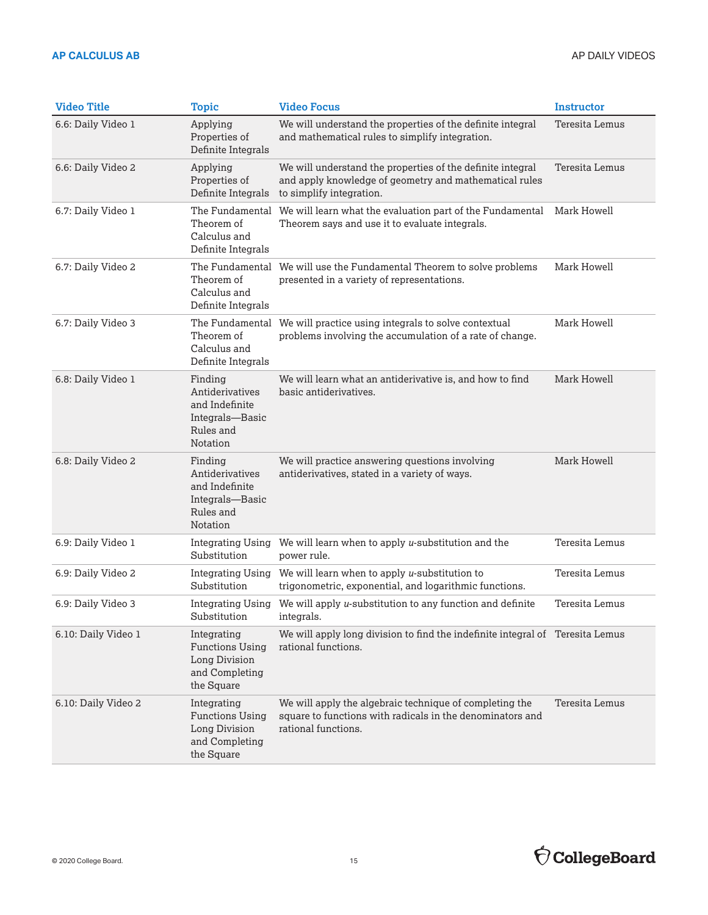| Video Title | Topic | Video Focus | Instructor |
|---|---|---|---|
| 6.6: Daily Video 1 | Applying Properties of Definite Integrals | We will understand the properties of the definite integral and mathematical rules to simplify integration. | Teresita Lemus |
| 6.6: Daily Video 2 | Applying Properties of Definite Integrals | We will understand the properties of the definite integral and apply knowledge of geometry and mathematical rules to simplify integration. | Teresita Lemus |
| 6.7: Daily Video 1 | The Fundamental Theorem of Calculus and Definite Integrals | We will learn what the evaluation part of the Fundamental Theorem says and use it to evaluate integrals. | Mark Howell |
| 6.7: Daily Video 2 | The Fundamental Theorem of Calculus and Definite Integrals | We will use the Fundamental Theorem to solve problems presented in a variety of representations. | Mark Howell |
| 6.7: Daily Video 3 | The Fundamental Theorem of Calculus and Definite Integrals | We will practice using integrals to solve contextual problems involving the accumulation of a rate of change. | Mark Howell |
| 6.8: Daily Video 1 | Finding Antiderivatives and Indefinite Integrals—Basic Rules and Notation | We will learn what an antiderivative is, and how to find basic antiderivatives. | Mark Howell |
| 6.8: Daily Video 2 | Finding Antiderivatives and Indefinite Integrals—Basic Rules and Notation | We will practice answering questions involving antiderivatives, stated in a variety of ways. | Mark Howell |
| 6.9: Daily Video 1 | Integrating Using Substitution | We will learn when to apply $u$-substitution and the power rule. | Teresita Lemus |
| 6.9: Daily Video 2 | Integrating Using Substitution | We will learn when to apply $u$-substitution to trigonometric, exponential, and logarithmic functions. | Teresita Lemus |
| 6.9: Daily Video 3 | Integrating Using Substitution | We will apply $u$-substitution to any function and definite integrals. | Teresita Lemus |
| 6.10: Daily Video 1 | Integrating Functions Using Long Division and Completing the Square | We will apply long division to find the indefinite integral of rational functions. | Teresita Lemus |
| 6.10: Daily Video 2 | Integrating Functions Using Long Division and Completing the Square | We will apply the algebraic technique of completing the square to functions with radicals in the denominators and rational functions. | Teresita Lemus |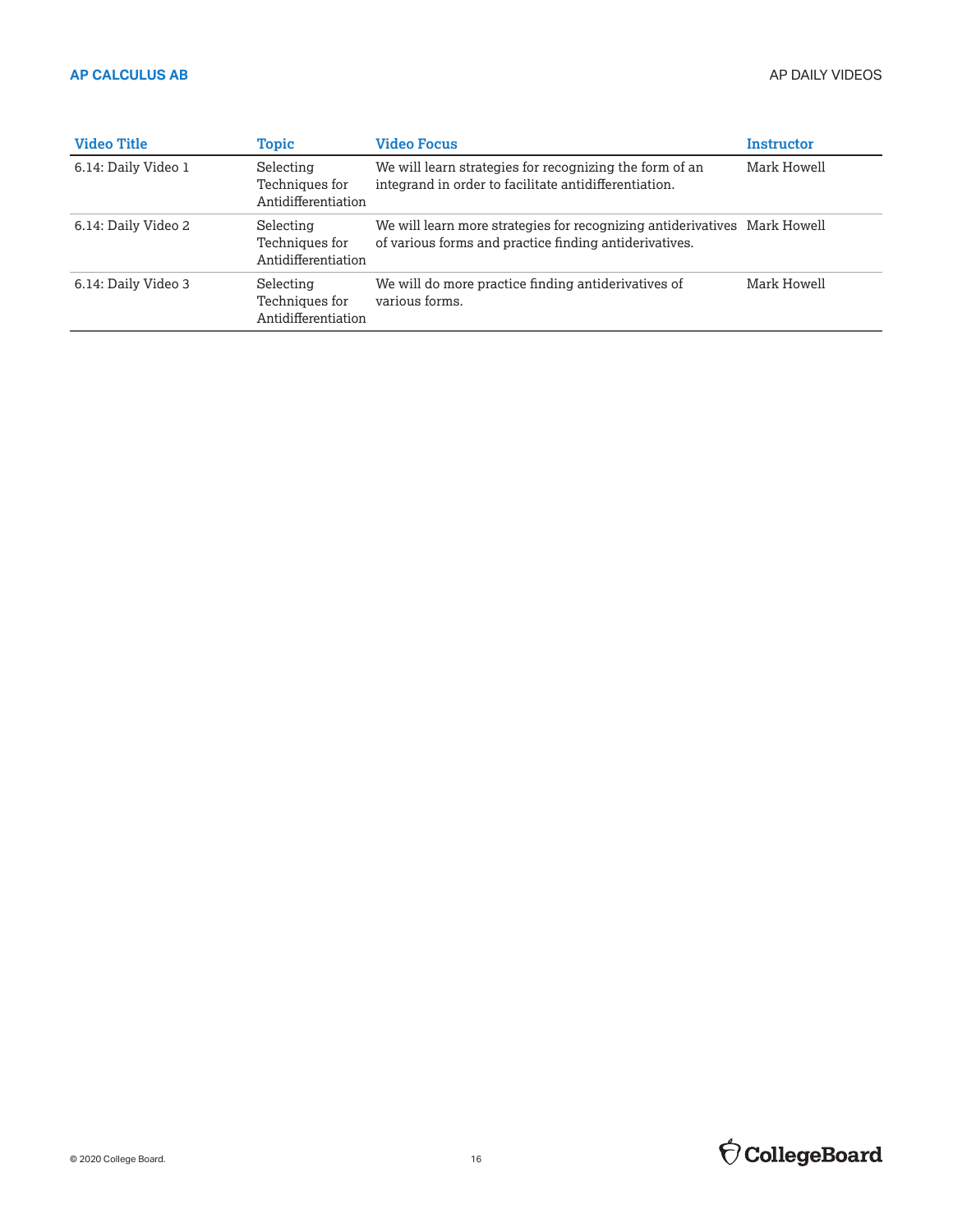| Video Title | Topic | Video Focus | Instructor |
|---|---|---|---|
| 6.14: Daily Video 1 | Selecting Techniques for Antidifferentiation | We will learn strategies for recognizing the form of an integrand in order to facilitate antidifferentiation. | Mark Howell |
| 6.14: Daily Video 2 | Selecting Techniques for Antidifferentiation | We will learn more strategies for recognizing antiderivatives of various forms and practice finding antiderivatives. | Mark Howell |
| 6.14: Daily Video 3 | Selecting Techniques for Antidifferentiation | We will do more practice finding antiderivatives of various forms. | Mark Howell |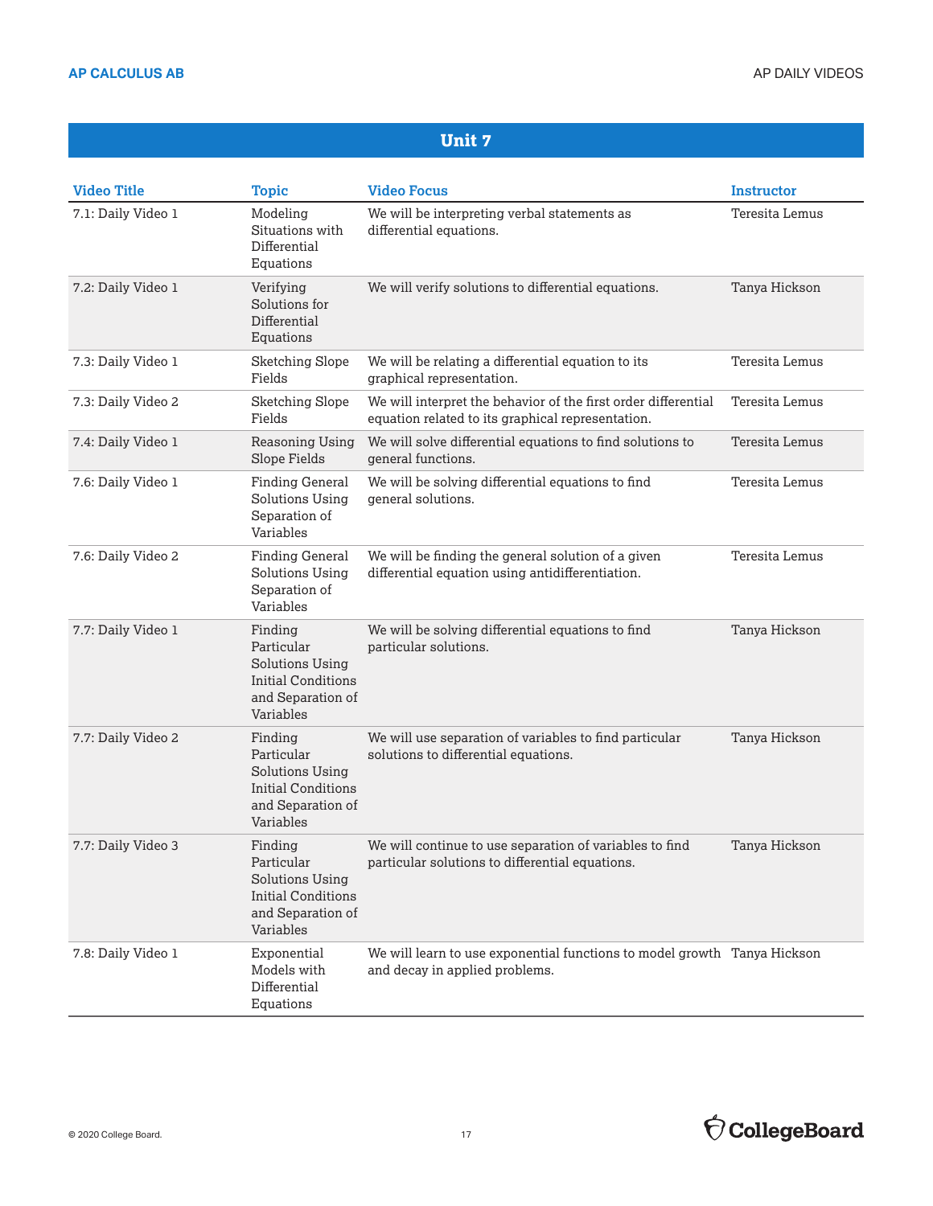## Unit 7

| Video Title | Topic | Video Focus | Instructor |
|---|---|---|---|
| 7.1: Daily Video 1 | Modeling Situations with Differential Equations | We will be interpreting verbal statements as differential equations. | Teresita Lemus |
| 7.2: Daily Video 1 | Verifying Solutions for Differential Equations | We will verify solutions to differential equations. | Tanya Hickson |
| 7.3: Daily Video 1 | Sketching Slope Fields | We will be relating a differential equation to its graphical representation. | Teresita Lemus |
| 7.3: Daily Video 2 | Sketching Slope Fields | We will interpret the behavior of the first order differential equation related to its graphical representation. | Teresita Lemus |
| 7.4: Daily Video 1 | Reasoning Using Slope Fields | We will solve differential equations to find solutions to general functions. | Teresita Lemus |
| 7.6: Daily Video 1 | Finding General Solutions Using Separation of Variables | We will be solving differential equations to find general solutions. | Teresita Lemus |
| 7.6: Daily Video 2 | Finding General Solutions Using Separation of Variables | We will be finding the general solution of a given differential equation using antidifferentiation. | Teresita Lemus |
| 7.7: Daily Video 1 | Finding Particular Solutions Using Initial Conditions and Separation of Variables | We will be solving differential equations to find particular solutions. | Tanya Hickson |
| 7.7: Daily Video 2 | Finding Particular Solutions Using Initial Conditions and Separation of Variables | We will use separation of variables to find particular solutions to differential equations. | Tanya Hickson |
| 7.7: Daily Video 3 | Finding Particular Solutions Using Initial Conditions and Separation of Variables | We will continue to use separation of variables to find particular solutions to differential equations. | Tanya Hickson |
| 7.8: Daily Video 1 | Exponential Models with Differential Equations | We will learn to use exponential functions to model growth and decay in applied problems. | Tanya Hickson |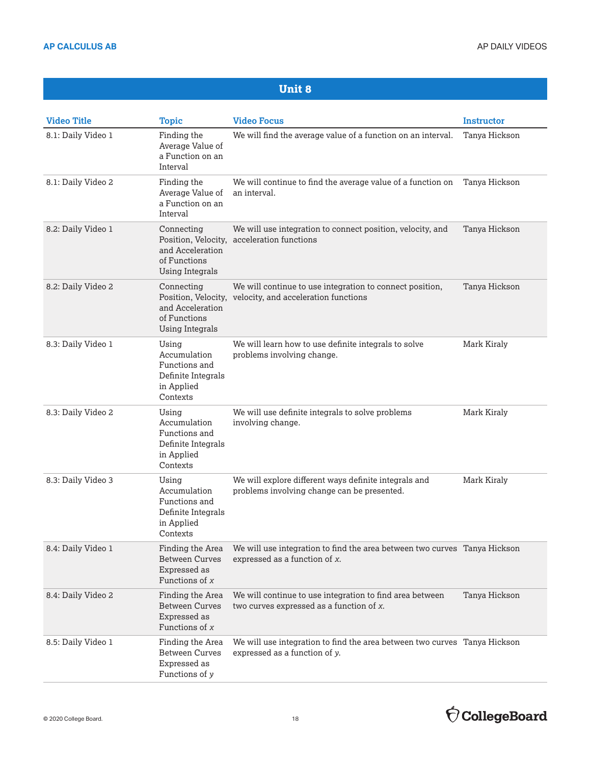## Unit 8

| Video Title | Topic | Video Focus | Instructor |
|---|---|---|---|
| 8.1: Daily Video 1 | Finding the Average Value of a Function on an Interval | We will find the average value of a function on an interval. | Tanya Hickson |
| 8.1: Daily Video 2 | Finding the Average Value of a Function on an Interval | We will continue to find the average value of a function on an interval. | Tanya Hickson |
| 8.2: Daily Video 1 | Connecting Position, Velocity, and Acceleration of Functions Using Integrals | We will use integration to connect position, velocity, and acceleration functions | Tanya Hickson |
| 8.2: Daily Video 2 | Connecting Position, Velocity, and Acceleration of Functions Using Integrals | We will continue to use integration to connect position, velocity, and acceleration functions | Tanya Hickson |
| 8.3: Daily Video 1 | Using Accumulation Functions and Definite Integrals in Applied Contexts | We will learn how to use definite integrals to solve problems involving change. | Mark Kiraly |
| 8.3: Daily Video 2 | Using Accumulation Functions and Definite Integrals in Applied Contexts | We will use definite integrals to solve problems involving change. | Mark Kiraly |
| 8.3: Daily Video 3 | Using Accumulation Functions and Definite Integrals in Applied Contexts | We will explore different ways definite integrals and problems involving change can be presented. | Mark Kiraly |
| 8.4: Daily Video 1 | Finding the Area Between Curves Expressed as Functions of $x$ | We will use integration to find the area between two curves expressed as a function of $x$. | Tanya Hickson |
| 8.4: Daily Video 2 | Finding the Area Between Curves Expressed as Functions of $x$ | We will continue to use integration to find area between two curves expressed as a function of $x$. | Tanya Hickson |
| 8.5: Daily Video 1 | Finding the Area Between Curves Expressed as Functions of $y$ | We will use integration to find the area between two curves expressed as a function of $y$. | Tanya Hickson |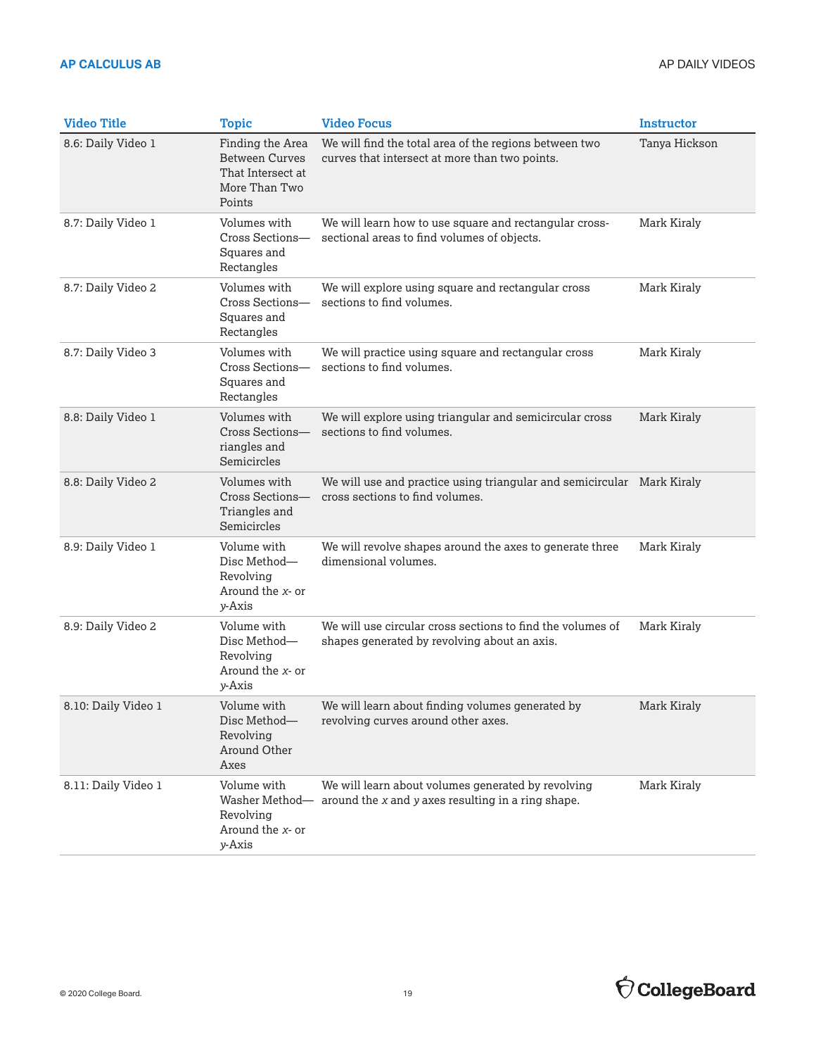| Video Title | Topic | Video Focus | Instructor |
|---|---|---|---|
| 8.6: Daily Video 1 | Finding the Area Between Curves That Intersect at More Than Two Points | We will find the total area of the regions between two curves that intersect at more than two points. | Tanya Hickson |
| 8.7: Daily Video 1 | Volumes with Cross Sections—Squares and Rectangles | We will learn how to use square and rectangular cross-sectional areas to find volumes of objects. | Mark Kiraly |
| 8.7: Daily Video 2 | Volumes with Cross Sections—Squares and Rectangles | We will explore using square and rectangular cross sections to find volumes. | Mark Kiraly |
| 8.7: Daily Video 3 | Volumes with Cross Sections—Squares and Rectangles | We will practice using square and rectangular cross sections to find volumes. | Mark Kiraly |
| 8.8: Daily Video 1 | Volumes with Cross Sections—riangles and Semicircles | We will explore using triangular and semicircular cross sections to find volumes. | Mark Kiraly |
| 8.8: Daily Video 2 | Volumes with Cross Sections—Triangles and Semicircles | We will use and practice using triangular and semicircular cross sections to find volumes. | Mark Kiraly |
| 8.9: Daily Video 1 | Volume with Disc Method—Revolving Around the *x*- or *y*-Axis | We will revolve shapes around the axes to generate three dimensional volumes. | Mark Kiraly |
| 8.9: Daily Video 2 | Volume with Disc Method—Revolving Around the *x*- or *y*-Axis | We will use circular cross sections to find the volumes of shapes generated by revolving about an axis. | Mark Kiraly |
| 8.10: Daily Video 1 | Volume with Disc Method—Revolving Around Other Axes | We will learn about finding volumes generated by revolving curves around other axes. | Mark Kiraly |
| 8.11: Daily Video 1 | Volume with Washer Method—Revolving Around the *x*- or *y*-Axis | We will learn about volumes generated by revolving around the *x* and *y* axes resulting in a ring shape. | Mark Kiraly |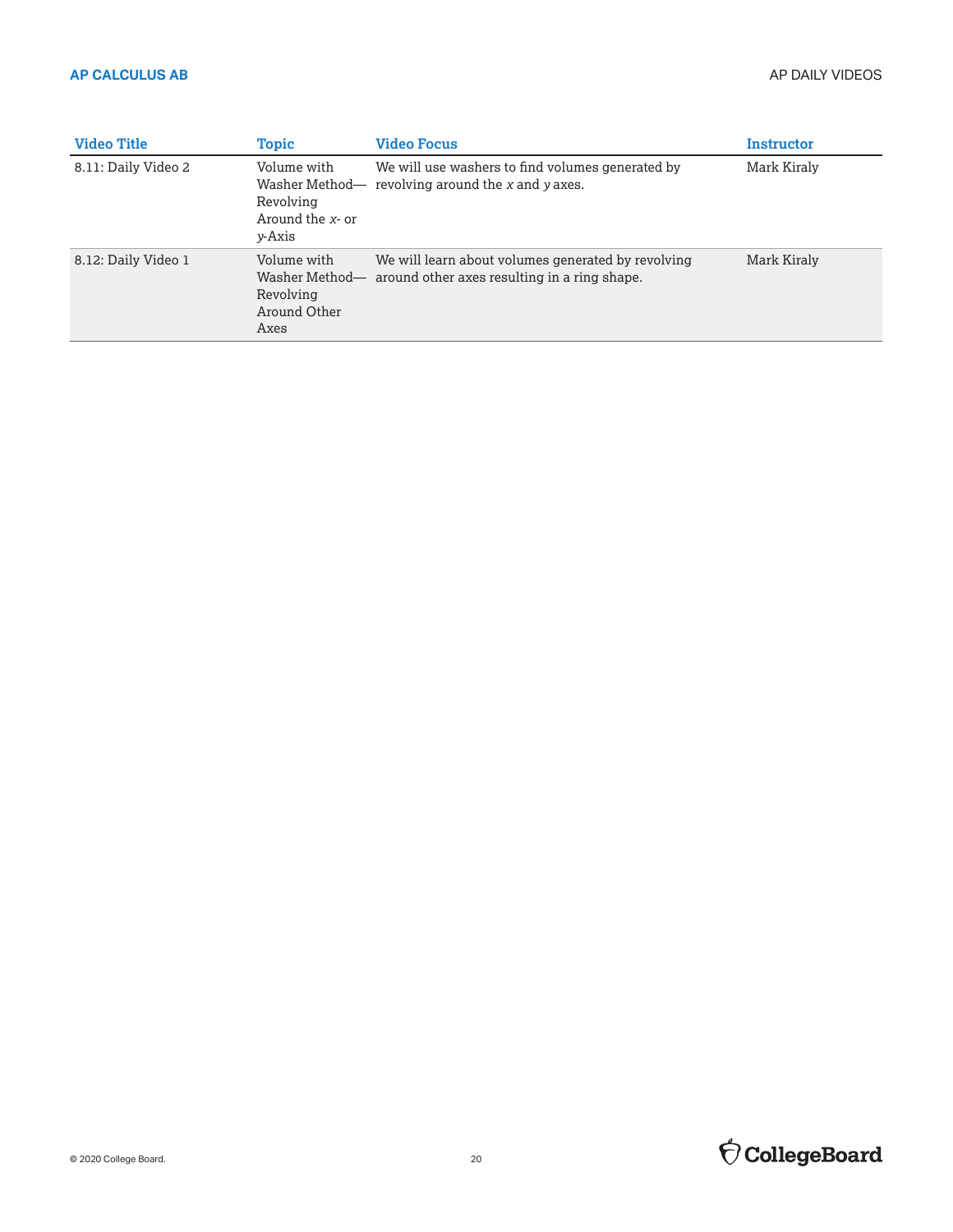| Video Title | Topic | Video Focus | Instructor |
| --- | --- | --- | --- |
| 8.11: Daily Video 2 | Volume with Washer Method—Revolving Around the $x$- or $y$-Axis | We will use washers to find volumes generated by revolving around the $x$ and $y$ axes. | Mark Kiraly |
| 8.12: Daily Video 1 | Volume with Washer Method—Revolving Around Other Axes | We will learn about volumes generated by revolving around other axes resulting in a ring shape. | Mark Kiraly |